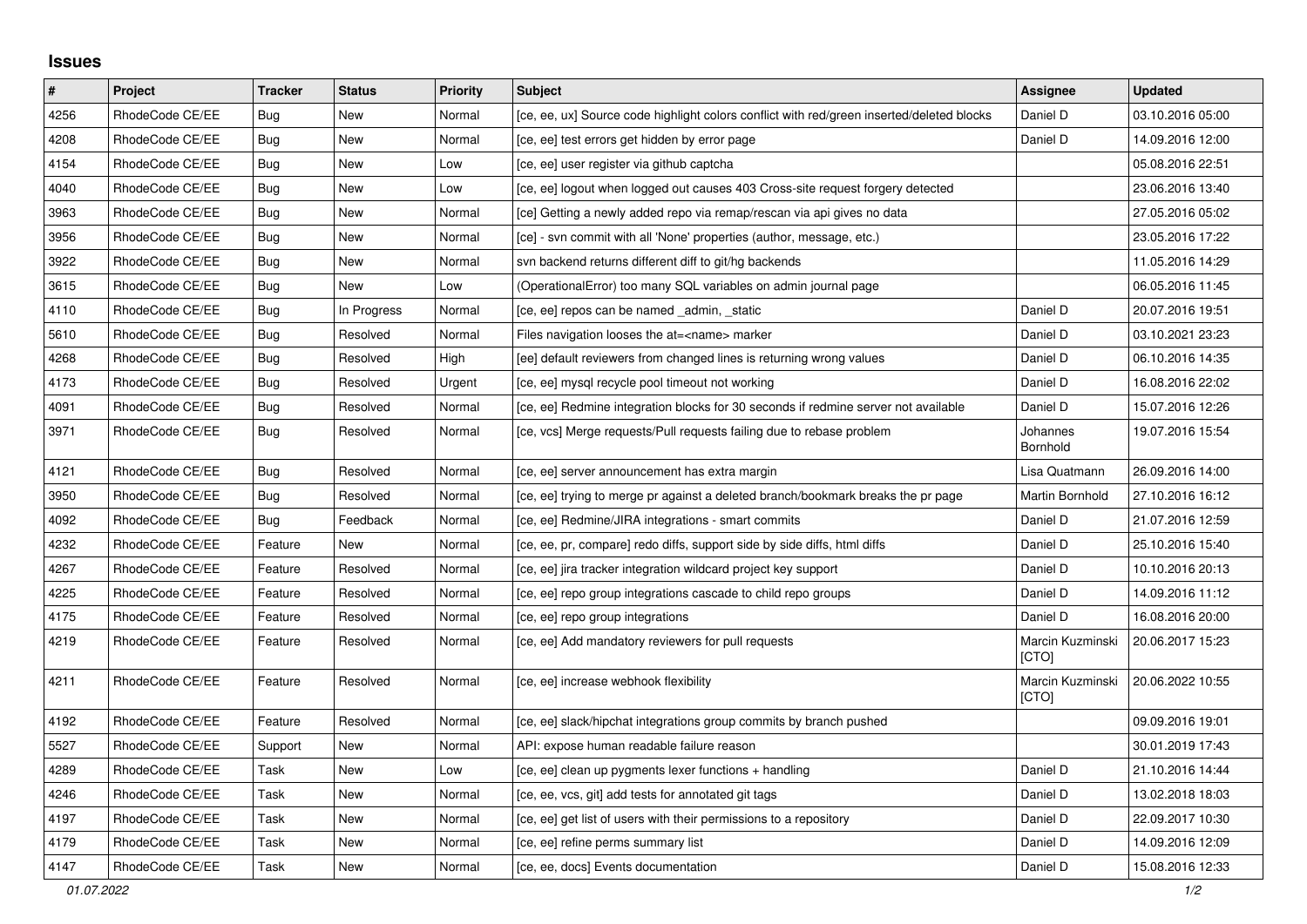## Issues

| # | Project | Tracker | Status | Priority | Subject | Assignee | Updated |
|---|---|---|---|---|---|---|---|
| 4256 | RhodeCode CE/EE | Bug | New | Normal | [ce, ee, ux] Source code highlight colors conflict with red/green inserted/deleted blocks | Daniel D | 03.10.2016 05:00 |
| 4208 | RhodeCode CE/EE | Bug | New | Normal | [ce, ee] test errors get hidden by error page | Daniel D | 14.09.2016 12:00 |
| 4154 | RhodeCode CE/EE | Bug | New | Low | [ce, ee] user register via github captcha | | 05.08.2016 22:51 |
| 4040 | RhodeCode CE/EE | Bug | New | Low | [ce, ee] logout when logged out causes 403 Cross-site request forgery detected | | 23.06.2016 13:40 |
| 3963 | RhodeCode CE/EE | Bug | New | Normal | [ce] Getting a newly added repo via remap/rescan via api gives no data | | 27.05.2016 05:02 |
| 3956 | RhodeCode CE/EE | Bug | New | Normal | [ce] - svn commit with all 'None' properties (author, message, etc.) | | 23.05.2016 17:22 |
| 3922 | RhodeCode CE/EE | Bug | New | Normal | svn backend returns different diff to git/hg backends | | 11.05.2016 14:29 |
| 3615 | RhodeCode CE/EE | Bug | New | Low | (OperationalError) too many SQL variables on admin journal page | | 06.05.2016 11:45 |
| 4110 | RhodeCode CE/EE | Bug | In Progress | Normal | [ce, ee] repos can be named _admin, _static | Daniel D | 20.07.2016 19:51 |
| 5610 | RhodeCode CE/EE | Bug | Resolved | Normal | Files navigation looses the at=<name> marker | Daniel D | 03.10.2021 23:23 |
| 4268 | RhodeCode CE/EE | Bug | Resolved | High | [ee] default reviewers from changed lines is returning wrong values | Daniel D | 06.10.2016 14:35 |
| 4173 | RhodeCode CE/EE | Bug | Resolved | Urgent | [ce, ee] mysql recycle pool timeout not working | Daniel D | 16.08.2016 22:02 |
| 4091 | RhodeCode CE/EE | Bug | Resolved | Normal | [ce, ee] Redmine integration blocks for 30 seconds if redmine server not available | Daniel D | 15.07.2016 12:26 |
| 3971 | RhodeCode CE/EE | Bug | Resolved | Normal | [ce, vcs] Merge requests/Pull requests failing due to rebase problem | Johannes Bornhold | 19.07.2016 15:54 |
| 4121 | RhodeCode CE/EE | Bug | Resolved | Normal | [ce, ee] server announcement has extra margin | Lisa Quatmann | 26.09.2016 14:00 |
| 3950 | RhodeCode CE/EE | Bug | Resolved | Normal | [ce, ee] trying to merge pr against a deleted branch/bookmark breaks the pr page | Martin Bornhold | 27.10.2016 16:12 |
| 4092 | RhodeCode CE/EE | Bug | Feedback | Normal | [ce, ee] Redmine/JIRA integrations - smart commits | Daniel D | 21.07.2016 12:59 |
| 4232 | RhodeCode CE/EE | Feature | New | Normal | [ce, ee, pr, compare] redo diffs, support side by side diffs, html diffs | Daniel D | 25.10.2016 15:40 |
| 4267 | RhodeCode CE/EE | Feature | Resolved | Normal | [ce, ee] jira tracker integration wildcard project key support | Daniel D | 10.10.2016 20:13 |
| 4225 | RhodeCode CE/EE | Feature | Resolved | Normal | [ce, ee] repo group integrations cascade to child repo groups | Daniel D | 14.09.2016 11:12 |
| 4175 | RhodeCode CE/EE | Feature | Resolved | Normal | [ce, ee] repo group integrations | Daniel D | 16.08.2016 20:00 |
| 4219 | RhodeCode CE/EE | Feature | Resolved | Normal | [ce, ee] Add mandatory reviewers for pull requests | Marcin Kuzminski [CTO] | 20.06.2017 15:23 |
| 4211 | RhodeCode CE/EE | Feature | Resolved | Normal | [ce, ee] increase webhook flexibility | Marcin Kuzminski [CTO] | 20.06.2022 10:55 |
| 4192 | RhodeCode CE/EE | Feature | Resolved | Normal | [ce, ee] slack/hipchat integrations group commits by branch pushed | | 09.09.2016 19:01 |
| 5527 | RhodeCode CE/EE | Support | New | Normal | API: expose human readable failure reason | | 30.01.2019 17:43 |
| 4289 | RhodeCode CE/EE | Task | New | Low | [ce, ee] clean up pygments lexer functions + handling | Daniel D | 21.10.2016 14:44 |
| 4246 | RhodeCode CE/EE | Task | New | Normal | [ce, ee, vcs, git] add tests for annotated git tags | Daniel D | 13.02.2018 18:03 |
| 4197 | RhodeCode CE/EE | Task | New | Normal | [ce, ee] get list of users with their permissions to a repository | Daniel D | 22.09.2017 10:30 |
| 4179 | RhodeCode CE/EE | Task | New | Normal | [ce, ee] refine perms summary list | Daniel D | 14.09.2016 12:09 |
| 4147 | RhodeCode CE/EE | Task | New | Normal | [ce, ee, docs] Events documentation | Daniel D | 15.08.2016 12:33 |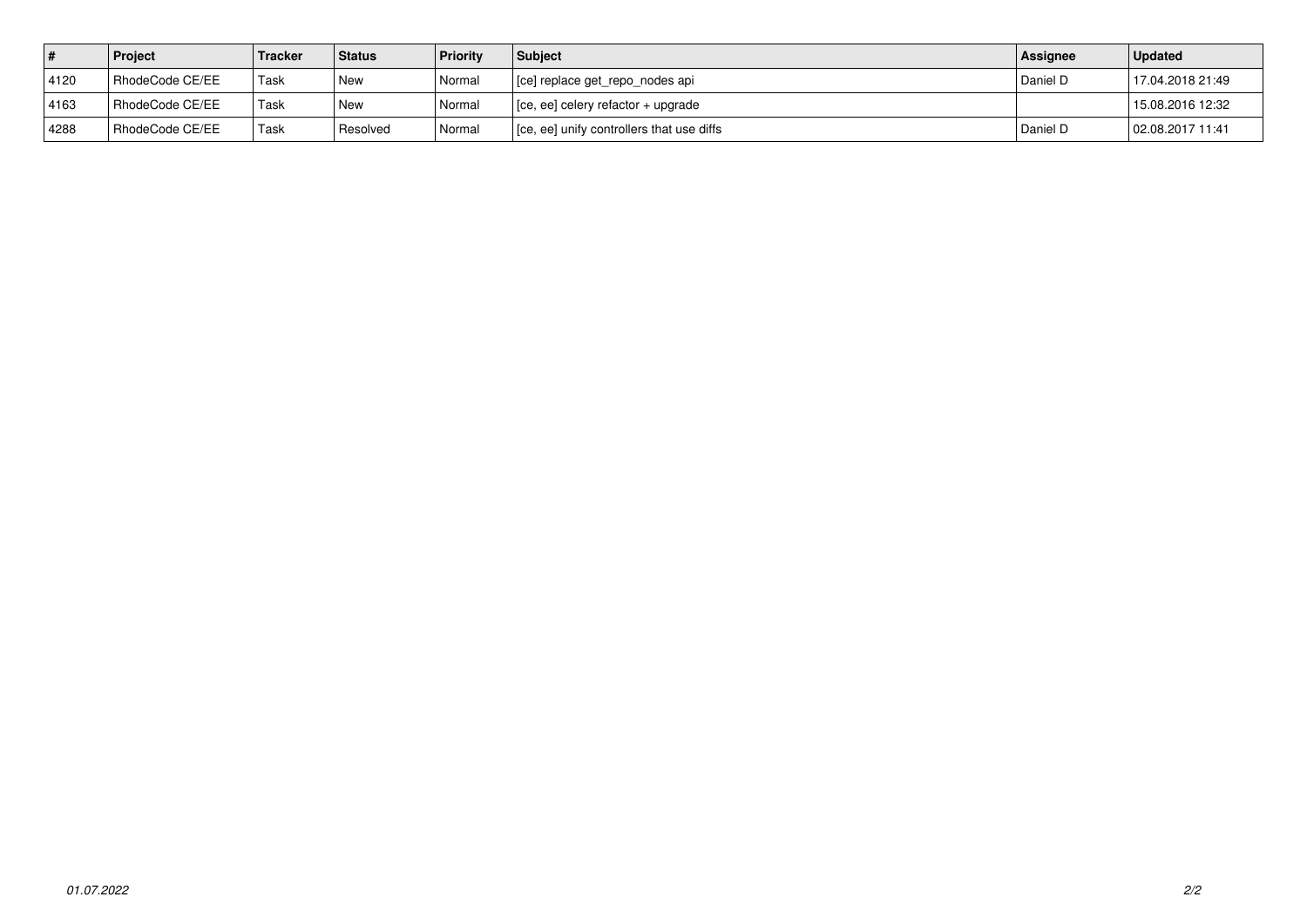| # | Project | Tracker | Status | Priority | Subject | Assignee | Updated |
|---|---|---|---|---|---|---|---|
| 4120 | RhodeCode CE/EE | Task | New | Normal | [ce] replace get_repo_nodes api | Daniel D | 17.04.2018 21:49 |
| 4163 | RhodeCode CE/EE | Task | New | Normal | [ce, ee] celery refactor + upgrade | | 15.08.2016 12:32 |
| 4288 | RhodeCode CE/EE | Task | Resolved | Normal | [ce, ee] unify controllers that use diffs | Daniel D | 02.08.2017 11:41 |

*01.07.2022*